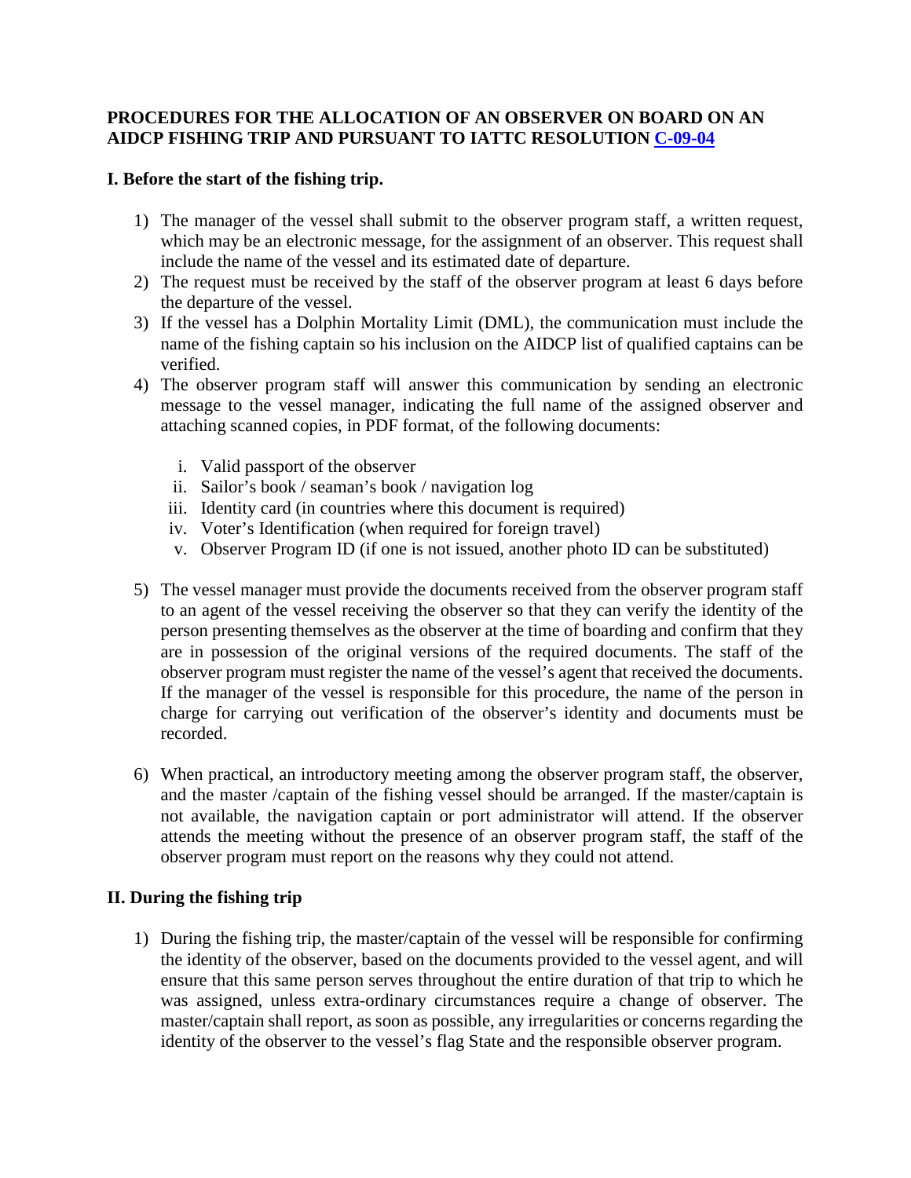# PROCEDURES FOR THE ALLOCATION OF AN OBSERVER ON BOARD ON AN AIDCP FISHING TRIP AND PURSUANT TO IATTC RESOLUTION C-09-04

## I. Before the start of the fishing trip.

1) The manager of the vessel shall submit to the observer program staff, a written request, which may be an electronic message, for the assignment of an observer. This request shall include the name of the vessel and its estimated date of departure.
2) The request must be received by the staff of the observer program at least 6 days before the departure of the vessel.
3) If the vessel has a Dolphin Mortality Limit (DML), the communication must include the name of the fishing captain so his inclusion on the AIDCP list of qualified captains can be verified.
4) The observer program staff will answer this communication by sending an electronic message to the vessel manager, indicating the full name of the assigned observer and attaching scanned copies, in PDF format, of the following documents:

    i. Valid passport of the observer
    ii. Sailor's book / seaman's book / navigation log
    iii. Identity card (in countries where this document is required)
    iv. Voter's Identification (when required for foreign travel)
    v. Observer Program ID (if one is not issued, another photo ID can be substituted)

5) The vessel manager must provide the documents received from the observer program staff to an agent of the vessel receiving the observer so that they can verify the identity of the person presenting themselves as the observer at the time of boarding and confirm that they are in possession of the original versions of the required documents. The staff of the observer program must register the name of the vessel's agent that received the documents. If the manager of the vessel is responsible for this procedure, the name of the person in charge for carrying out verification of the observer's identity and documents must be recorded.

6) When practical, an introductory meeting among the observer program staff, the observer, and the master /captain of the fishing vessel should be arranged. If the master/captain is not available, the navigation captain or port administrator will attend. If the observer attends the meeting without the presence of an observer program staff, the staff of the observer program must report on the reasons why they could not attend.

## II. During the fishing trip

1) During the fishing trip, the master/captain of the vessel will be responsible for confirming the identity of the observer, based on the documents provided to the vessel agent, and will ensure that this same person serves throughout the entire duration of that trip to which he was assigned, unless extra-ordinary circumstances require a change of observer. The master/captain shall report, as soon as possible, any irregularities or concerns regarding the identity of the observer to the vessel's flag State and the responsible observer program.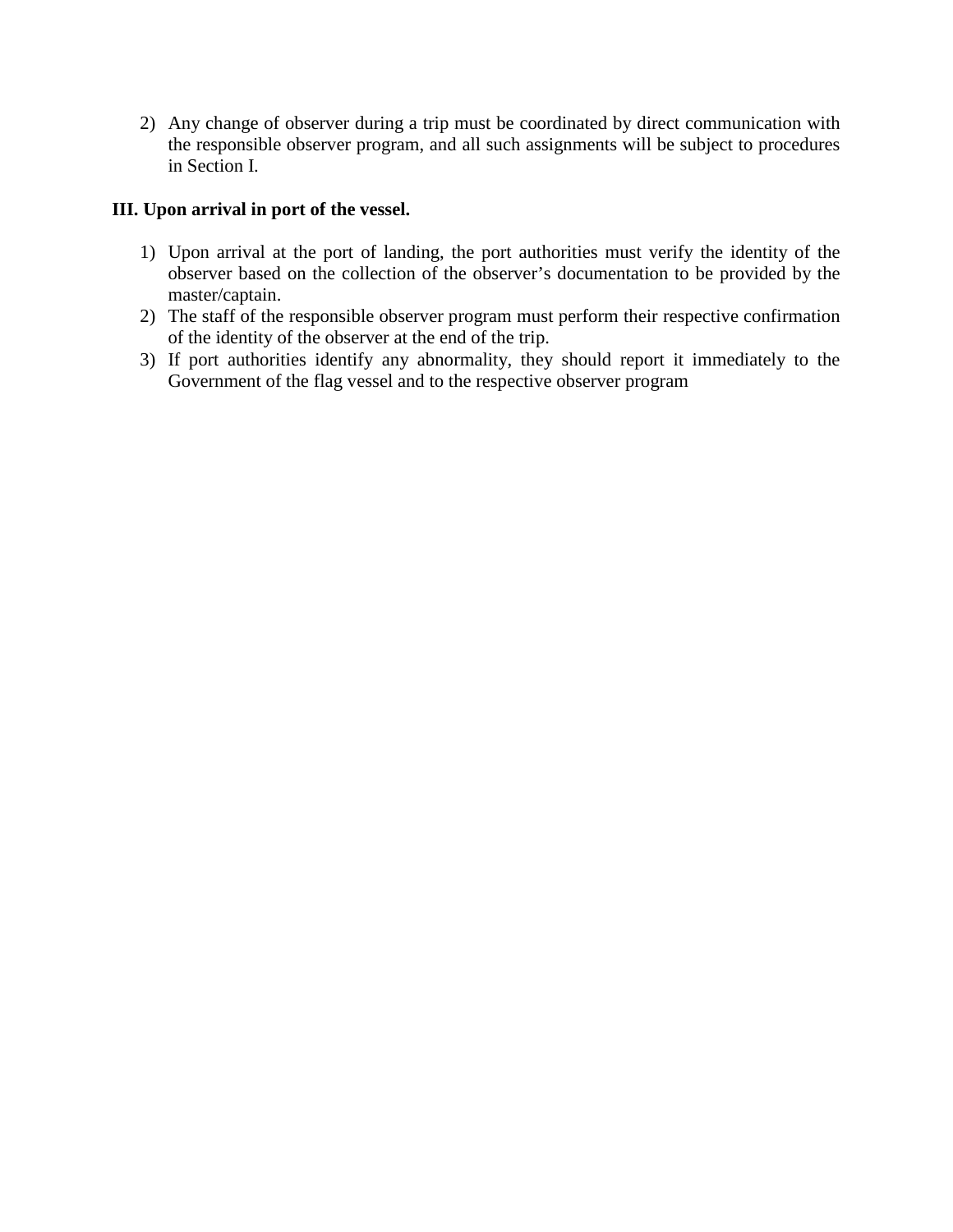2) Any change of observer during a trip must be coordinated by direct communication with the responsible observer program, and all such assignments will be subject to procedures in Section I.

**III. Upon arrival in port of the vessel.**

1) Upon arrival at the port of landing, the port authorities must verify the identity of the observer based on the collection of the observer's documentation to be provided by the master/captain.
2) The staff of the responsible observer program must perform their respective confirmation of the identity of the observer at the end of the trip.
3) If port authorities identify any abnormality, they should report it immediately to the Government of the flag vessel and to the respective observer program